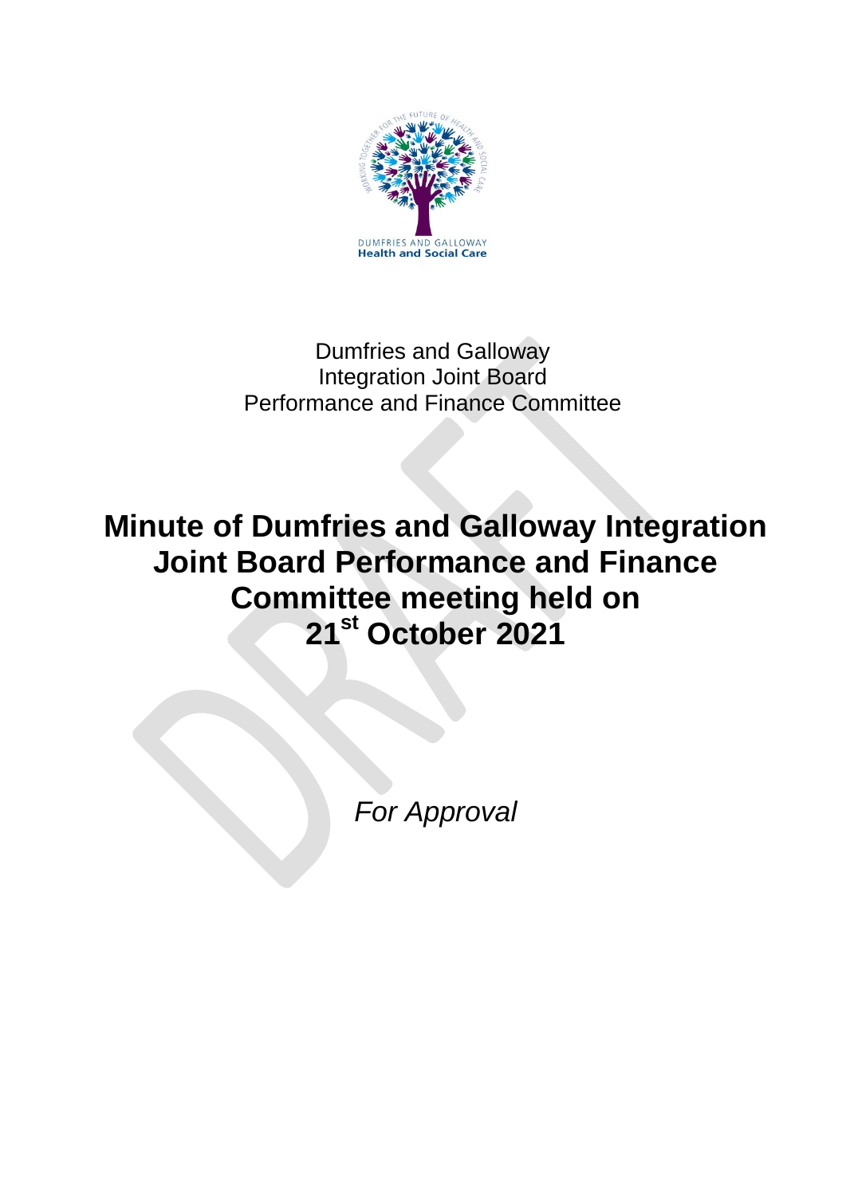Dumfries and Galloway
Integration Joint Board
Performance and Finance Committee

# Minute of Dumfries and Galloway Integration Joint Board Performance and Finance Committee meeting held on 21st October 2021

*For Approval*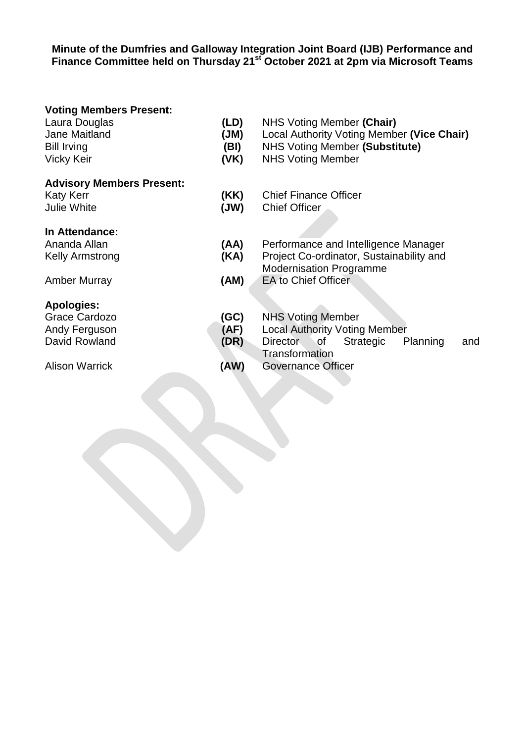**Minute of the Dumfries and Galloway Integration Joint Board (IJB) Performance and Finance Committee held on Thursday 21st October 2021 at 2pm via Microsoft Teams**

**Voting Members Present:**

| | | |
|---|---|---|
| Laura Douglas | **(LD)** | NHS Voting Member **(Chair)** |
| Jane Maitland | **(JM)** | Local Authority Voting Member **(Vice Chair)** |
| Bill Irving | **(BI)** | NHS Voting Member **(Substitute)** |
| Vicky Keir | **(VK)** | NHS Voting Member |

**Advisory Members Present:**

| | | |
|---|---|---|
| Katy Kerr | **(KK)** | Chief Finance Officer |
| Julie White | **(JW)** | Chief Officer |

**In Attendance:**

| | | |
|---|---|---|
| Ananda Allan | **(AA)** | Performance and Intelligence Manager |
| Kelly Armstrong | **(KA)** | Project Co-ordinator, Sustainability and Modernisation Programme |
| Amber Murray | **(AM)** | EA to Chief Officer |

**Apologies:**

| | | |
|---|---|---|
| Grace Cardozo | **(GC)** | NHS Voting Member |
| Andy Ferguson | **(AF)** | Local Authority Voting Member |
| David Rowland | **(DR)** | Director of Strategic Planning and Transformation |
| Alison Warrick | **(AW)** | Governance Officer |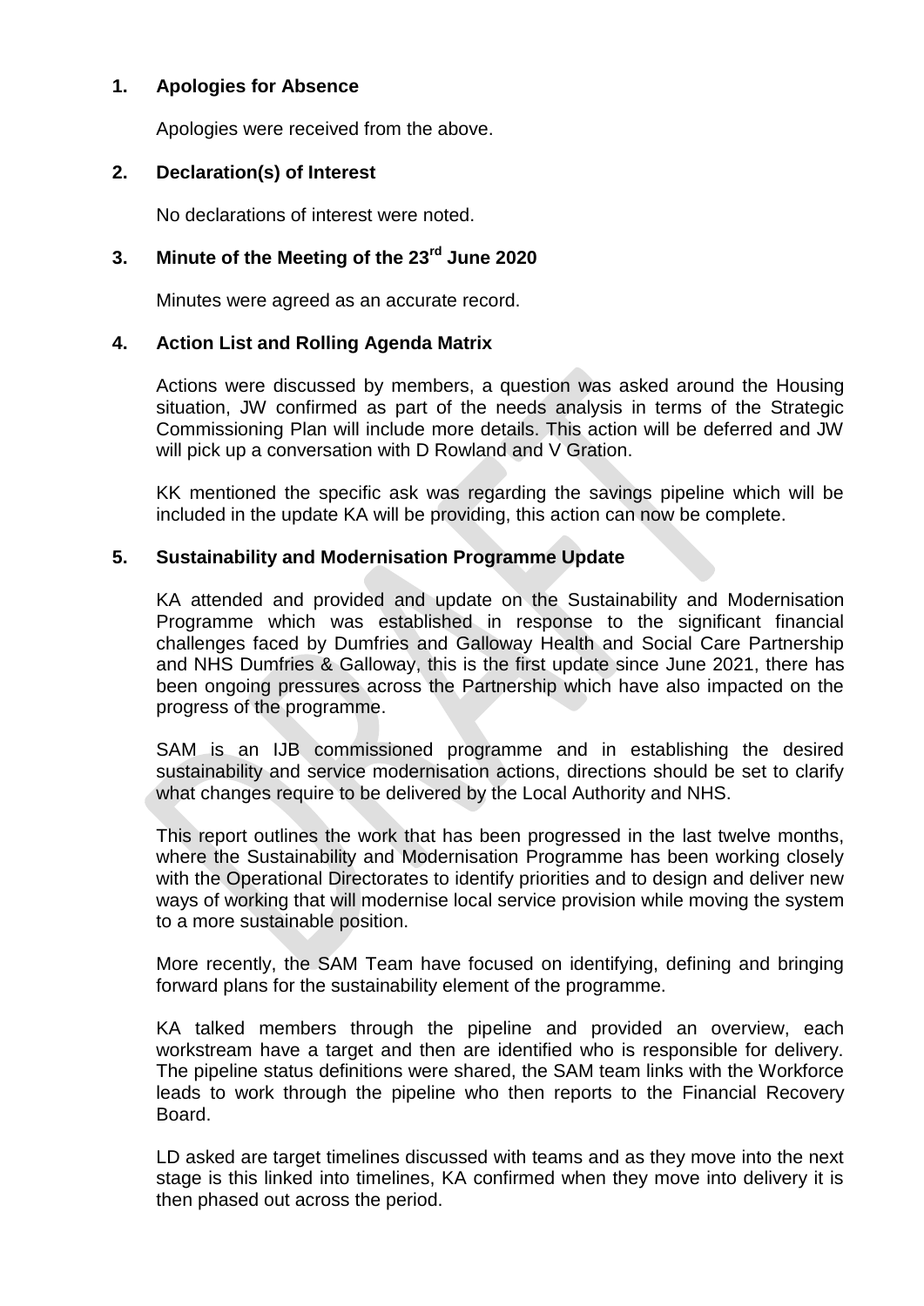## 1. Apologies for Absence

Apologies were received from the above.

## 2. Declaration(s) of Interest

No declarations of interest were noted.

## 3. Minute of the Meeting of the 23rd June 2020

Minutes were agreed as an accurate record.

## 4. Action List and Rolling Agenda Matrix

Actions were discussed by members, a question was asked around the Housing situation, JW confirmed as part of the needs analysis in terms of the Strategic Commissioning Plan will include more details. This action will be deferred and JW will pick up a conversation with D Rowland and V Gration.

KK mentioned the specific ask was regarding the savings pipeline which will be included in the update KA will be providing, this action can now be complete.

## 5. Sustainability and Modernisation Programme Update

KA attended and provided and update on the Sustainability and Modernisation Programme which was established in response to the significant financial challenges faced by Dumfries and Galloway Health and Social Care Partnership and NHS Dumfries & Galloway, this is the first update since June 2021, there has been ongoing pressures across the Partnership which have also impacted on the progress of the programme.

SAM is an IJB commissioned programme and in establishing the desired sustainability and service modernisation actions, directions should be set to clarify what changes require to be delivered by the Local Authority and NHS.

This report outlines the work that has been progressed in the last twelve months, where the Sustainability and Modernisation Programme has been working closely with the Operational Directorates to identify priorities and to design and deliver new ways of working that will modernise local service provision while moving the system to a more sustainable position.

More recently, the SAM Team have focused on identifying, defining and bringing forward plans for the sustainability element of the programme.

KA talked members through the pipeline and provided an overview, each workstream have a target and then are identified who is responsible for delivery. The pipeline status definitions were shared, the SAM team links with the Workforce leads to work through the pipeline who then reports to the Financial Recovery Board.

LD asked are target timelines discussed with teams and as they move into the next stage is this linked into timelines, KA confirmed when they move into delivery it is then phased out across the period.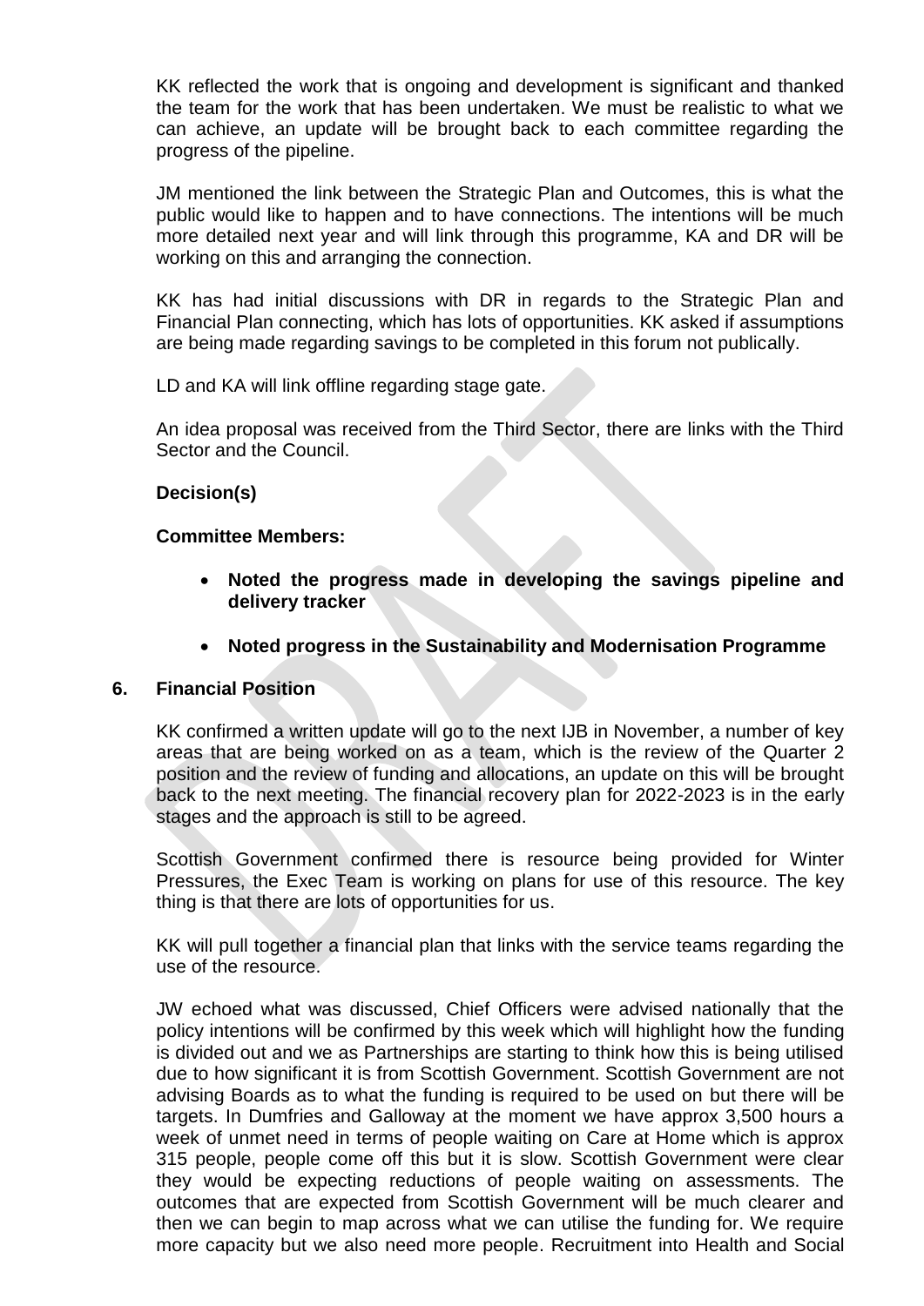KK reflected the work that is ongoing and development is significant and thanked the team for the work that has been undertaken. We must be realistic to what we can achieve, an update will be brought back to each committee regarding the progress of the pipeline.

JM mentioned the link between the Strategic Plan and Outcomes, this is what the public would like to happen and to have connections. The intentions will be much more detailed next year and will link through this programme, KA and DR will be working on this and arranging the connection.

KK has had initial discussions with DR in regards to the Strategic Plan and Financial Plan connecting, which has lots of opportunities. KK asked if assumptions are being made regarding savings to be completed in this forum not publically.

LD and KA will link offline regarding stage gate.

An idea proposal was received from the Third Sector, there are links with the Third Sector and the Council.

**Decision(s)**

**Committee Members:**

- **Noted the progress made in developing the savings pipeline and delivery tracker**
- **Noted progress in the Sustainability and Modernisation Programme**

## 6. Financial Position

KK confirmed a written update will go to the next IJB in November, a number of key areas that are being worked on as a team, which is the review of the Quarter 2 position and the review of funding and allocations, an update on this will be brought back to the next meeting. The financial recovery plan for 2022-2023 is in the early stages and the approach is still to be agreed.

Scottish Government confirmed there is resource being provided for Winter Pressures, the Exec Team is working on plans for use of this resource. The key thing is that there are lots of opportunities for us.

KK will pull together a financial plan that links with the service teams regarding the use of the resource.

JW echoed what was discussed, Chief Officers were advised nationally that the policy intentions will be confirmed by this week which will highlight how the funding is divided out and we as Partnerships are starting to think how this is being utilised due to how significant it is from Scottish Government. Scottish Government are not advising Boards as to what the funding is required to be used on but there will be targets. In Dumfries and Galloway at the moment we have approx 3,500 hours a week of unmet need in terms of people waiting on Care at Home which is approx 315 people, people come off this but it is slow. Scottish Government were clear they would be expecting reductions of people waiting on assessments. The outcomes that are expected from Scottish Government will be much clearer and then we can begin to map across what we can utilise the funding for. We require more capacity but we also need more people. Recruitment into Health and Social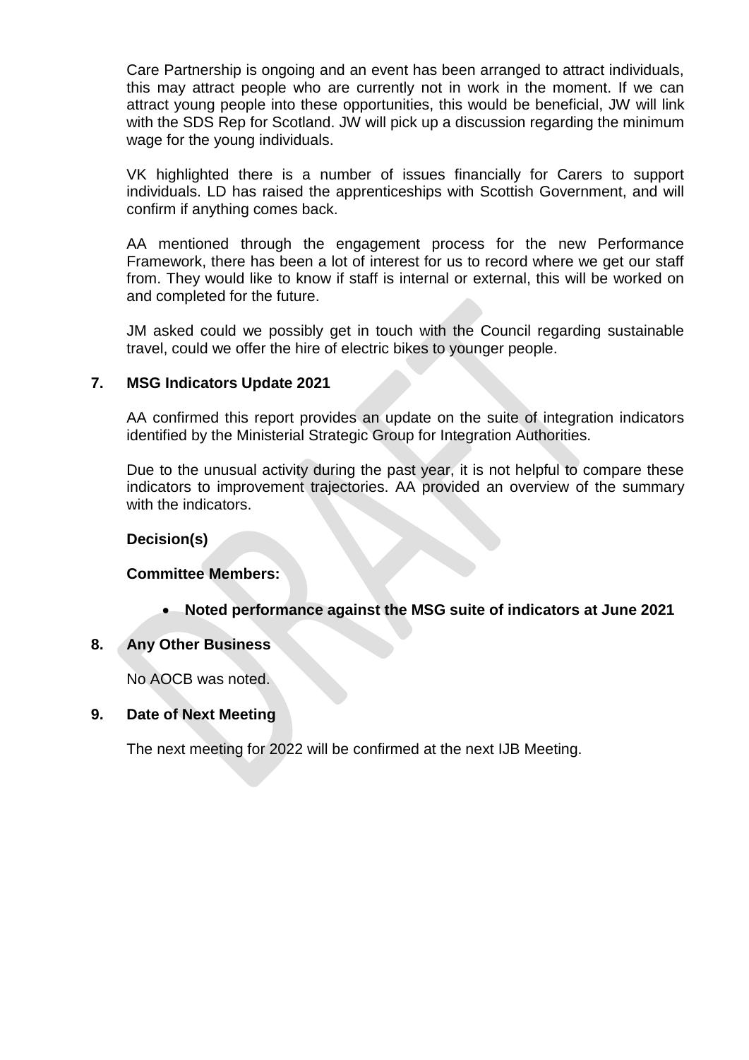Care Partnership is ongoing and an event has been arranged to attract individuals, this may attract people who are currently not in work in the moment. If we can attract young people into these opportunities, this would be beneficial, JW will link with the SDS Rep for Scotland. JW will pick up a discussion regarding the minimum wage for the young individuals.

VK highlighted there is a number of issues financially for Carers to support individuals. LD has raised the apprenticeships with Scottish Government, and will confirm if anything comes back.

AA mentioned through the engagement process for the new Performance Framework, there has been a lot of interest for us to record where we get our staff from. They would like to know if staff is internal or external, this will be worked on and completed for the future.

JM asked could we possibly get in touch with the Council regarding sustainable travel, could we offer the hire of electric bikes to younger people.

## 7. MSG Indicators Update 2021

AA confirmed this report provides an update on the suite of integration indicators identified by the Ministerial Strategic Group for Integration Authorities.

Due to the unusual activity during the past year, it is not helpful to compare these indicators to improvement trajectories. AA provided an overview of the summary with the indicators.

**Decision(s)**

**Committee Members:**

- **Noted performance against the MSG suite of indicators at June 2021**

## 8. Any Other Business

No AOCB was noted.

## 9. Date of Next Meeting

The next meeting for 2022 will be confirmed at the next IJB Meeting.